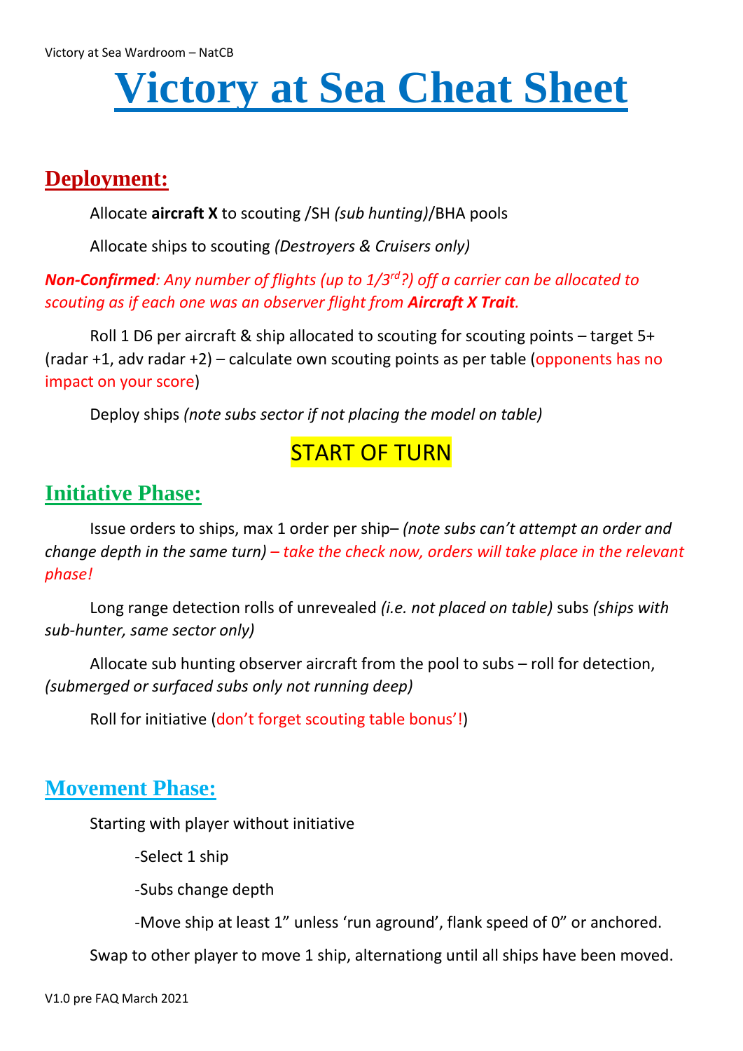# Victory at Sea Cheat Sheet

## Deployment:

Allocate **aircraft X** to scouting /SH *(sub hunting)*/BHA pools

Allocate ships to scouting *(Destroyers & Cruisers only)*

***Non-Confirmed****: Any number of flights (up to 1/3rd?) off a carrier can be allocated to scouting as if each one was an observer flight from* ***Aircraft X Trait****.*

Roll 1 D6 per aircraft & ship allocated to scouting for scouting points – target 5+ (radar +1, adv radar +2) – calculate own scouting points as per table (opponents has no impact on your score)

Deploy ships *(note subs sector if not placing the model on table)*

START OF TURN

## Initiative Phase:

Issue orders to ships, max 1 order per ship– *(note subs can't attempt an order and change depth in the same turn) – take the check now, orders will take place in the relevant phase!*

Long range detection rolls of unrevealed *(i.e. not placed on table)* subs *(ships with sub-hunter, same sector only)*

Allocate sub hunting observer aircraft from the pool to subs – roll for detection, *(submerged or surfaced subs only not running deep)*

Roll for initiative (don't forget scouting table bonus'!)

## Movement Phase:

Starting with player without initiative

- Select 1 ship
- Subs change depth
- Move ship at least 1" unless 'run aground', flank speed of 0" or anchored.

Swap to other player to move 1 ship, alternationg until all ships have been moved.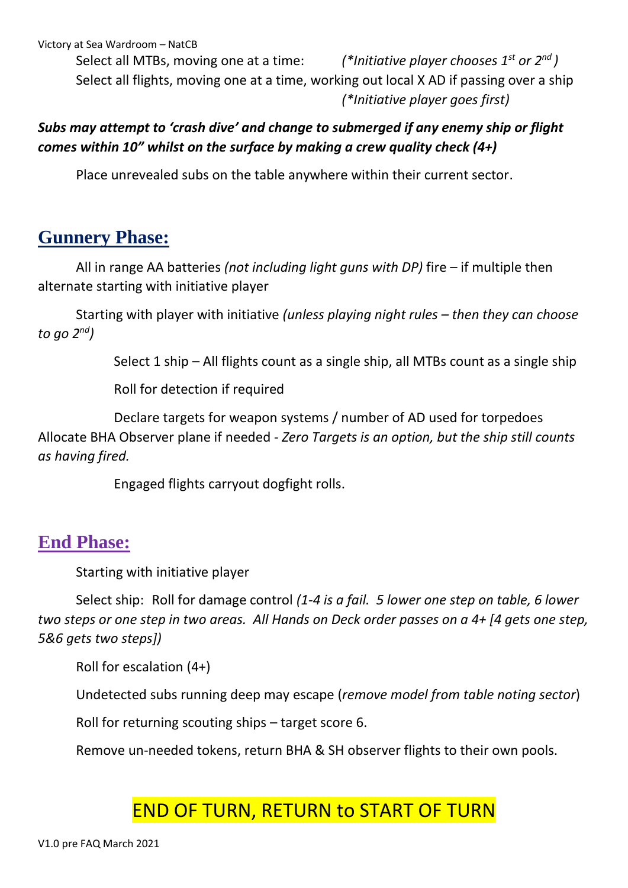Select all MTBs, moving one at a time: *(\*Initiative player chooses 1st or 2nd )*

Select all flights, moving one at a time, working out local X AD if passing over a ship *(\*Initiative player goes first)*

***Subs may attempt to 'crash dive' and change to submerged if any enemy ship or flight comes within 10" whilst on the surface by making a crew quality check (4+)***

Place unrevealed subs on the table anywhere within their current sector.

## Gunnery Phase:

All in range AA batteries *(not including light guns with DP)* fire – if multiple then alternate starting with initiative player

Starting with player with initiative *(unless playing night rules – then they can choose to go 2nd)*

Select 1 ship – All flights count as a single ship, all MTBs count as a single ship

Roll for detection if required

Declare targets for weapon systems / number of AD used for torpedoes Allocate BHA Observer plane if needed - *Zero Targets is an option, but the ship still counts as having fired.*

Engaged flights carryout dogfight rolls.

## End Phase:

Starting with initiative player

Select ship: Roll for damage control *(1-4 is a fail. 5 lower one step on table, 6 lower two steps or one step in two areas. All Hands on Deck order passes on a 4+ [4 gets one step, 5&6 gets two steps])*

Roll for escalation (4+)

Undetected subs running deep may escape (*remove model from table noting sector*)

Roll for returning scouting ships – target score 6.

Remove un-needed tokens, return BHA & SH observer flights to their own pools.

END OF TURN, RETURN to START OF TURN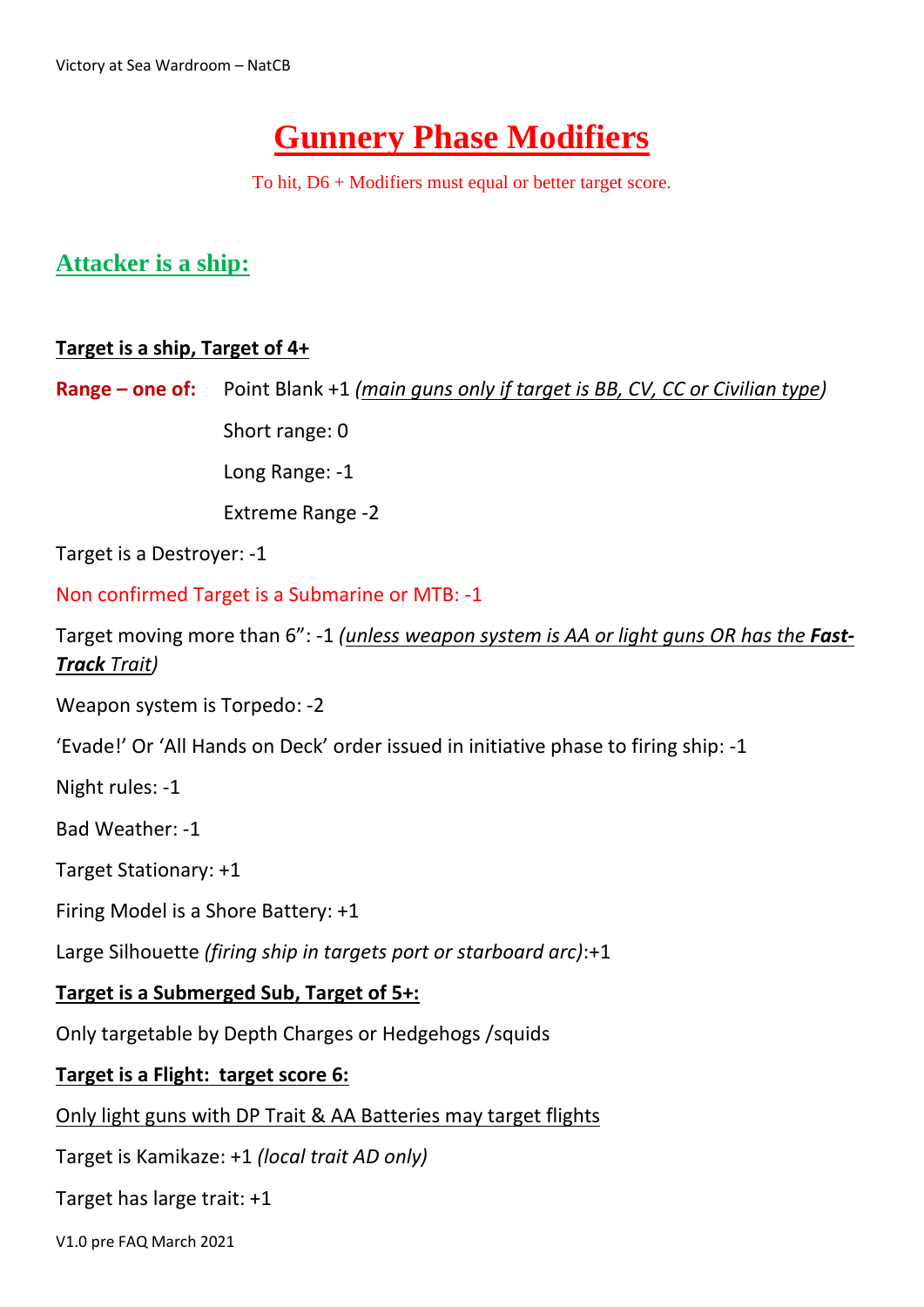# Gunnery Phase Modifiers

To hit, D6 + Modifiers must equal or better target score.

## Attacker is a ship:

**Target is a ship, Target of 4+**

**Range – one of:** Point Blank +1 *(main guns only if target is BB, CV, CC or Civilian type)*

Short range: 0

Long Range: -1

Extreme Range -2

Target is a Destroyer: -1

Non confirmed Target is a Submarine or MTB: -1

Target moving more than 6": -1 *(unless weapon system is AA or light guns OR has the **Fast-Track** Trait)*

Weapon system is Torpedo: -2

'Evade!' Or 'All Hands on Deck' order issued in initiative phase to firing ship: -1

Night rules: -1

Bad Weather: -1

Target Stationary: +1

Firing Model is a Shore Battery: +1

Large Silhouette *(firing ship in targets port or starboard arc)*:+1

**Target is a Submerged Sub, Target of 5+:**

Only targetable by Depth Charges or Hedgehogs /squids

**Target is a Flight: target score 6:**

Only light guns with DP Trait & AA Batteries may target flights

Target is Kamikaze: +1 *(local trait AD only)*

Target has large trait: +1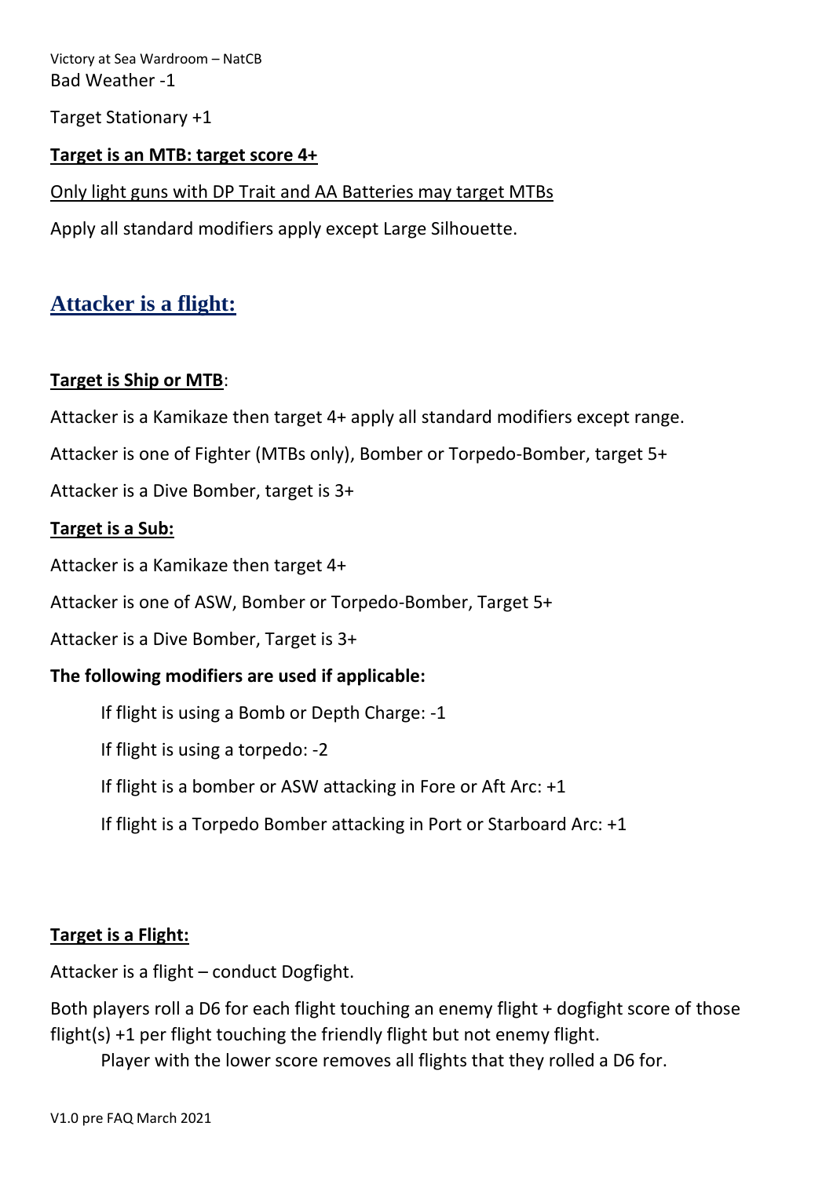Bad Weather -1

Target Stationary +1

<u>**Target is an MTB: target score 4+**</u>

<u>Only light guns with DP Trait and AA Batteries may target MTBs</u>

Apply all standard modifiers apply except Large Silhouette.

## <u>Attacker is a flight:</u>

<u>**Target is Ship or MTB**</u>:

Attacker is a Kamikaze then target 4+ apply all standard modifiers except range.

Attacker is one of Fighter (MTBs only), Bomber or Torpedo-Bomber, target 5+

Attacker is a Dive Bomber, target is 3+

<u>**Target is a Sub:**</u>

Attacker is a Kamikaze then target 4+

Attacker is one of ASW, Bomber or Torpedo-Bomber, Target 5+

Attacker is a Dive Bomber, Target is 3+

**The following modifiers are used if applicable:**

- If flight is using a Bomb or Depth Charge: -1
- If flight is using a torpedo: -2
- If flight is a bomber or ASW attacking in Fore or Aft Arc: +1
- If flight is a Torpedo Bomber attacking in Port or Starboard Arc: +1

<u>**Target is a Flight:**</u>

Attacker is a flight – conduct Dogfight.

Both players roll a D6 for each flight touching an enemy flight + dogfight score of those flight(s) +1 per flight touching the friendly flight but not enemy flight.

Player with the lower score removes all flights that they rolled a D6 for.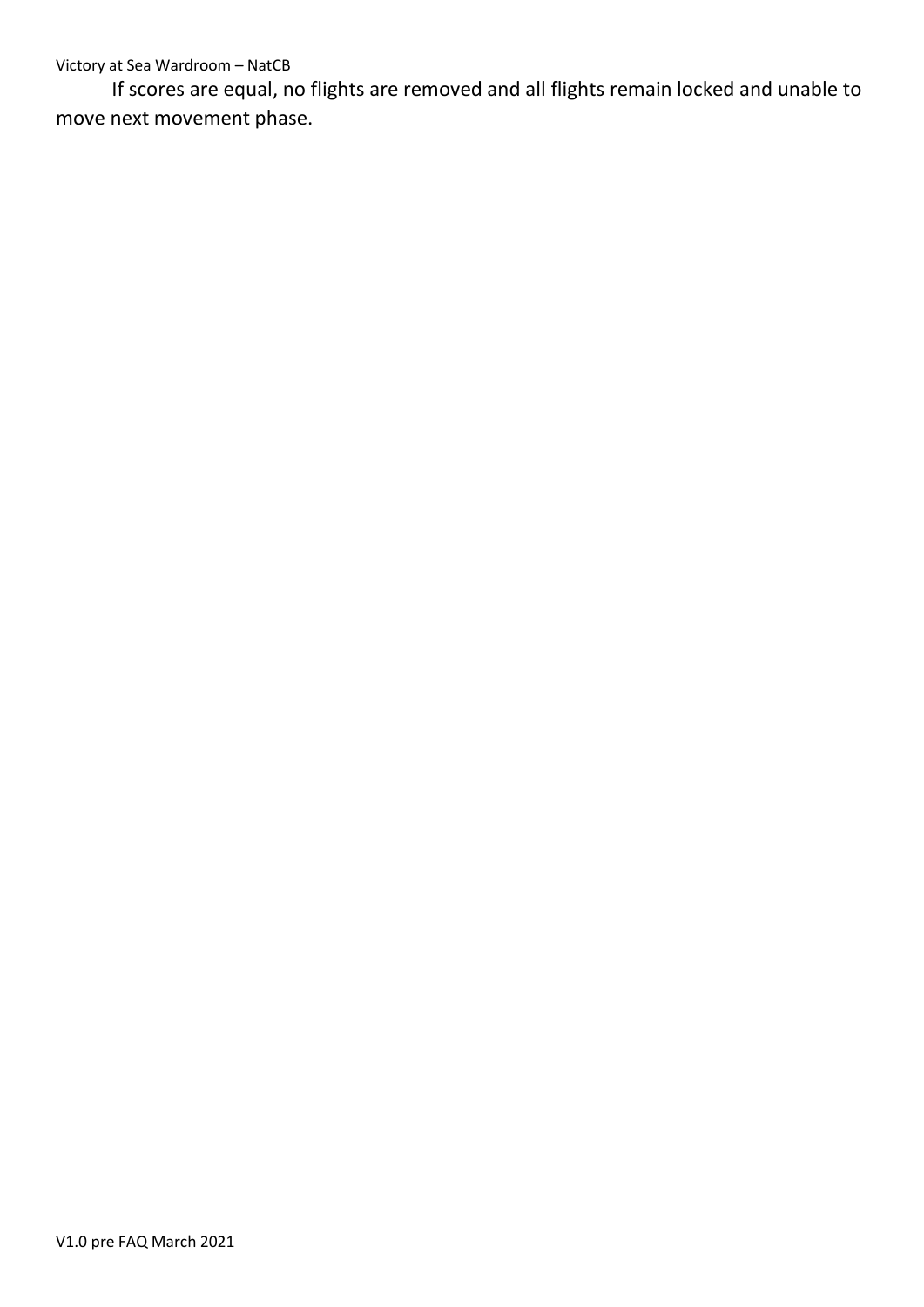If scores are equal, no flights are removed and all flights remain locked and unable to move next movement phase.